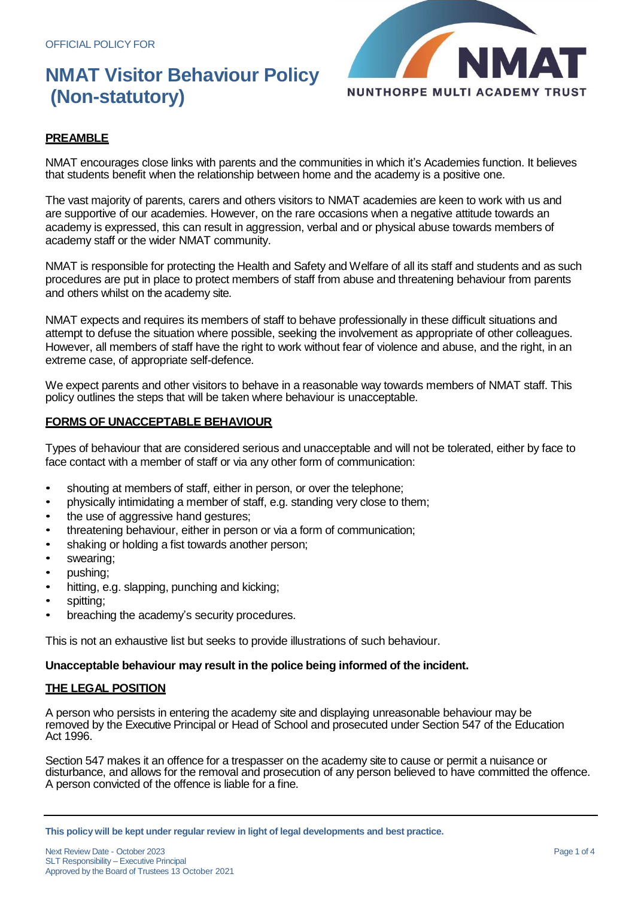OFFICIAL POLICY FOR

# NMAT Visitor Behaviour Policy (Non-statutory)

NMAT
NUNTHORPE MULTI ACADEMY TRUST

## PREAMBLE

NMAT encourages close links with parents and the communities in which it's Academies function. It believes that students benefit when the relationship between home and the academy is a positive one.

The vast majority of parents, carers and others visitors to NMAT academies are keen to work with us and are supportive of our academies. However, on the rare occasions when a negative attitude towards an academy is expressed, this can result in aggression, verbal and or physical abuse towards members of academy staff or the wider NMAT community.

NMAT is responsible for protecting the Health and Safety and Welfare of all its staff and students and as such procedures are put in place to protect members of staff from abuse and threatening behaviour from parents and others whilst on the academy site.

NMAT expects and requires its members of staff to behave professionally in these difficult situations and attempt to defuse the situation where possible, seeking the involvement as appropriate of other colleagues. However, all members of staff have the right to work without fear of violence and abuse, and the right, in an extreme case, of appropriate self-defence.

We expect parents and other visitors to behave in a reasonable way towards members of NMAT staff. This policy outlines the steps that will be taken where behaviour is unacceptable.

## FORMS OF UNACCEPTABLE BEHAVIOUR

Types of behaviour that are considered serious and unacceptable and will not be tolerated, either by face to face contact with a member of staff or via any other form of communication:

- shouting at members of staff, either in person, or over the telephone;
- physically intimidating a member of staff, e.g. standing very close to them;
- the use of aggressive hand gestures;
- threatening behaviour, either in person or via a form of communication;
- shaking or holding a fist towards another person;
- swearing;
- pushing;
- hitting, e.g. slapping, punching and kicking;
- spitting;
- breaching the academy's security procedures.

This is not an exhaustive list but seeks to provide illustrations of such behaviour.

**Unacceptable behaviour may result in the police being informed of the incident.**

## THE LEGAL POSITION

A person who persists in entering the academy site and displaying unreasonable behaviour may be removed by the Executive Principal or Head of School and prosecuted under Section 547 of the Education Act 1996.

Section 547 makes it an offence for a trespasser on the academy site to cause or permit a nuisance or disturbance, and allows for the removal and prosecution of any person believed to have committed the offence. A person convicted of the offence is liable for a fine.

**This policy will be kept under regular review in light of legal developments and best practice.**

Next Review Date - October 2023
SLT Responsibility – Executive Principal
Approved by the Board of Trustees 13 October 2021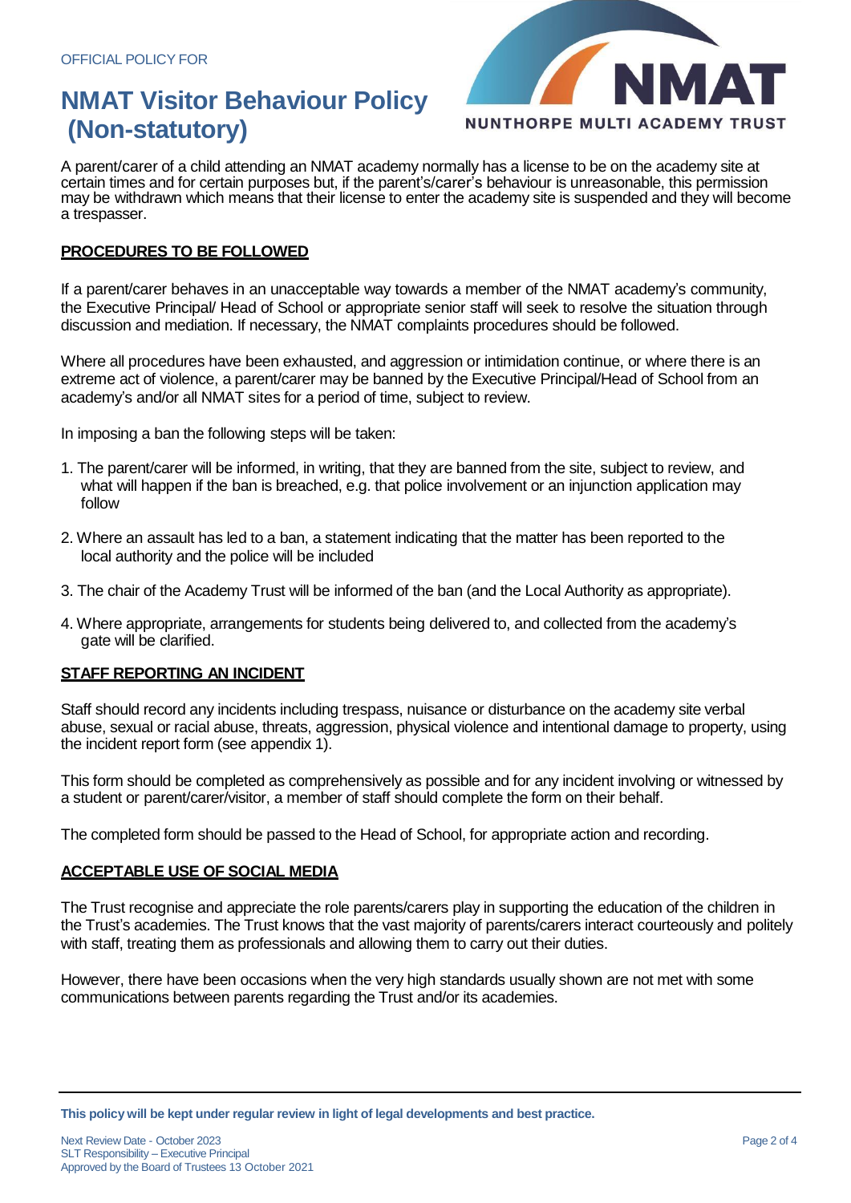OFFICIAL POLICY FOR

# NMAT Visitor Behaviour Policy (Non-statutory)

NUNTHORPE MULTI ACADEMY TRUST

A parent/carer of a child attending an NMAT academy normally has a license to be on the academy site at certain times and for certain purposes but, if the parent's/carer's behaviour is unreasonable, this permission may be withdrawn which means that their license to enter the academy site is suspended and they will become a trespasser.

## PROCEDURES TO BE FOLLOWED

If a parent/carer behaves in an unacceptable way towards a member of the NMAT academy's community, the Executive Principal/ Head of School or appropriate senior staff will seek to resolve the situation through discussion and mediation. If necessary, the NMAT complaints procedures should be followed.

Where all procedures have been exhausted, and aggression or intimidation continue, or where there is an extreme act of violence, a parent/carer may be banned by the Executive Principal/Head of School from an academy's and/or all NMAT sites for a period of time, subject to review.

In imposing a ban the following steps will be taken:

1. The parent/carer will be informed, in writing, that they are banned from the site, subject to review, and what will happen if the ban is breached, e.g. that police involvement or an injunction application may follow
2. Where an assault has led to a ban, a statement indicating that the matter has been reported to the local authority and the police will be included
3. The chair of the Academy Trust will be informed of the ban (and the Local Authority as appropriate).
4. Where appropriate, arrangements for students being delivered to, and collected from the academy's gate will be clarified.

## STAFF REPORTING AN INCIDENT

Staff should record any incidents including trespass, nuisance or disturbance on the academy site verbal abuse, sexual or racial abuse, threats, aggression, physical violence and intentional damage to property, using the incident report form (see appendix 1).

This form should be completed as comprehensively as possible and for any incident involving or witnessed by a student or parent/carer/visitor, a member of staff should complete the form on their behalf.

The completed form should be passed to the Head of School, for appropriate action and recording.

## ACCEPTABLE USE OF SOCIAL MEDIA

The Trust recognise and appreciate the role parents/carers play in supporting the education of the children in the Trust's academies. The Trust knows that the vast majority of parents/carers interact courteously and politely with staff, treating them as professionals and allowing them to carry out their duties.

However, there have been occasions when the very high standards usually shown are not met with some communications between parents regarding the Trust and/or its academies.

**This policy will be kept under regular review in light of legal developments and best practice.**

Next Review Date - October 2023
SLT Responsibility – Executive Principal
Approved by the Board of Trustees 13 October 2021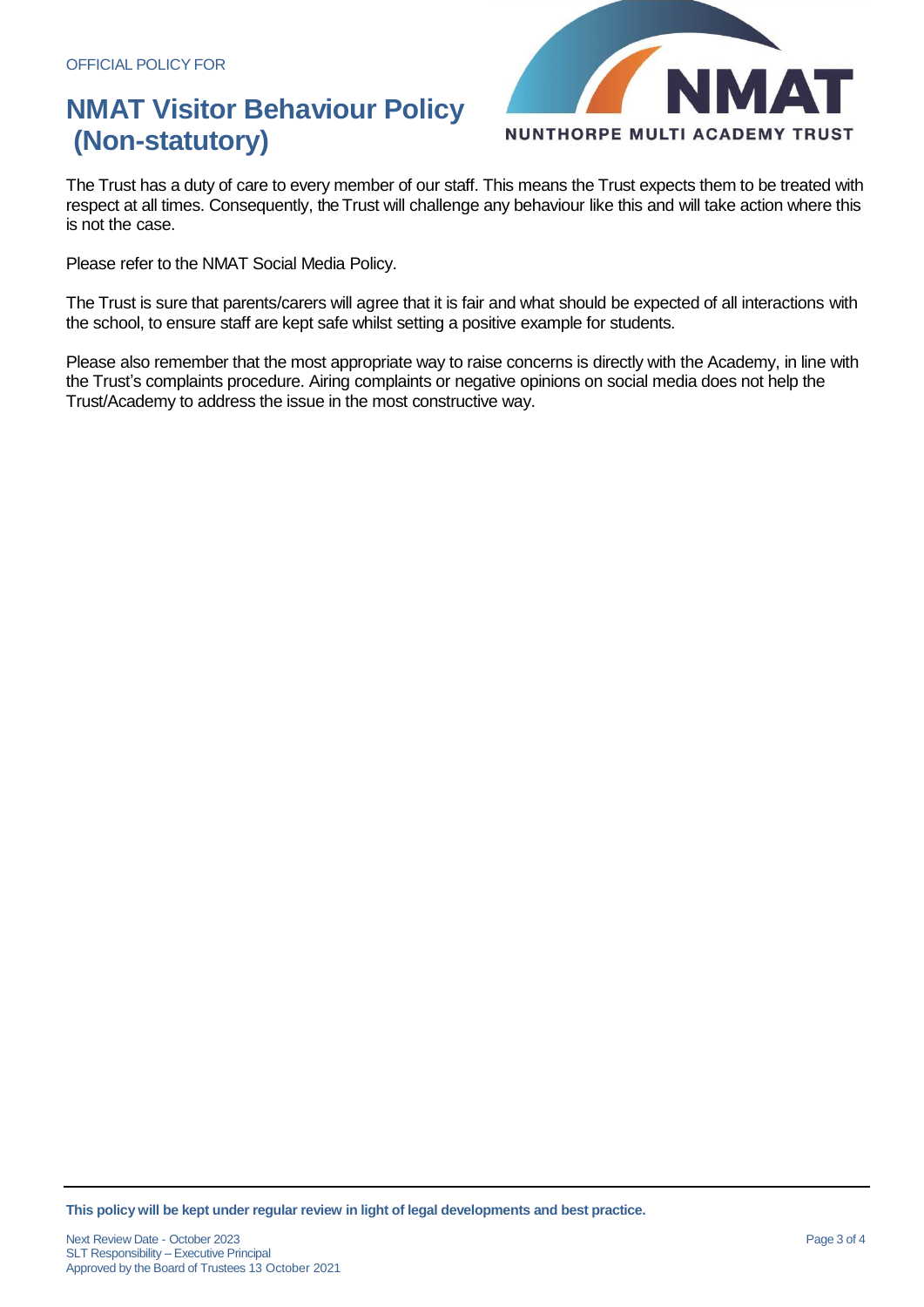The Trust has a duty of care to every member of our staff. This means the Trust expects them to be treated with respect at all times. Consequently, the Trust will challenge any behaviour like this and will take action where this is not the case.

Please refer to the NMAT Social Media Policy.

The Trust is sure that parents/carers will agree that it is fair and what should be expected of all interactions with the school, to ensure staff are kept safe whilst setting a positive example for students.

Please also remember that the most appropriate way to raise concerns is directly with the Academy, in line with the Trust's complaints procedure. Airing complaints or negative opinions on social media does not help the Trust/Academy to address the issue in the most constructive way.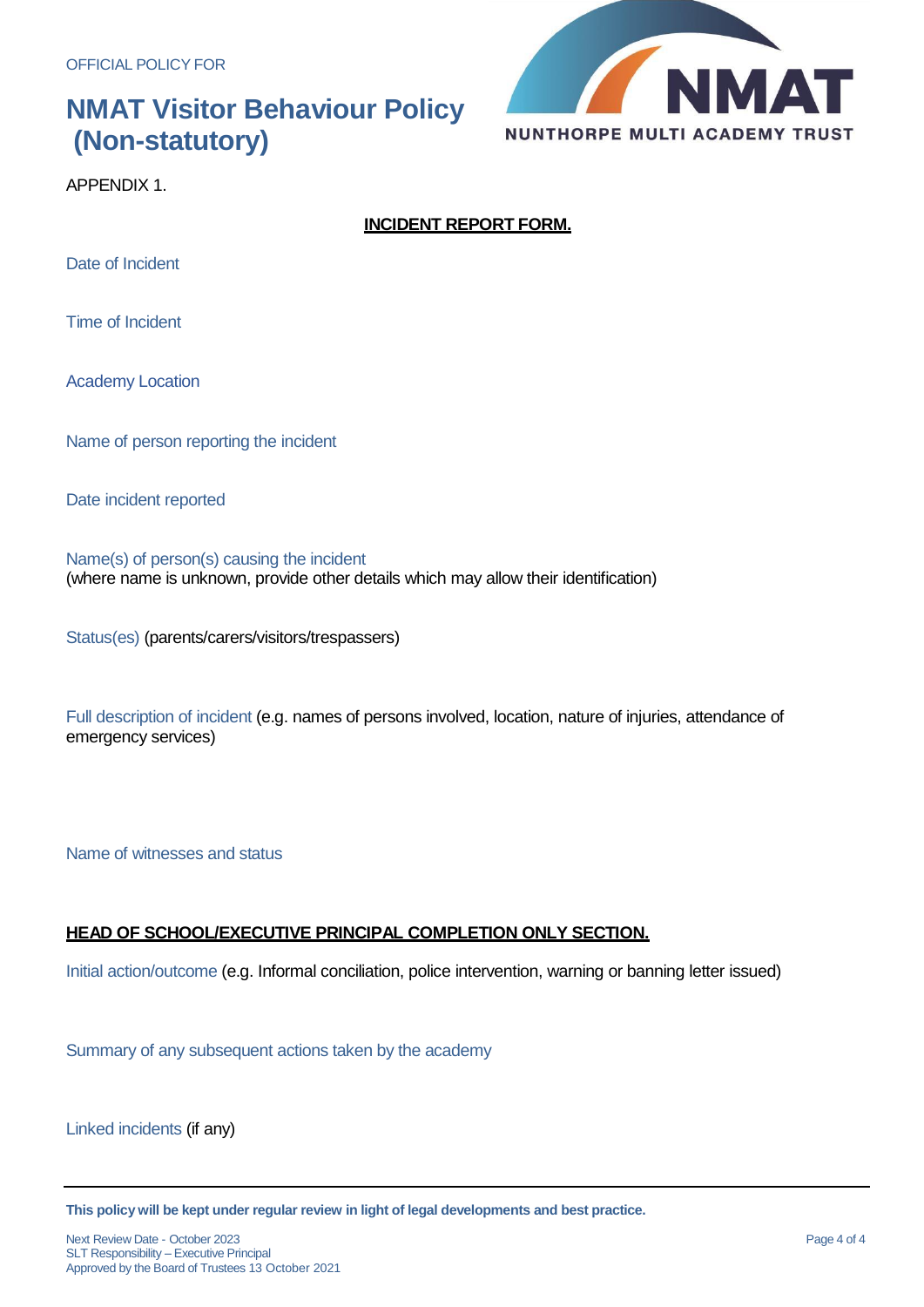OFFICIAL POLICY FOR

# NMAT Visitor Behaviour Policy (Non-statutory)

NUNTHORPE MULTI ACADEMY TRUST

APPENDIX 1.

## INCIDENT REPORT FORM.

Date of Incident

Time of Incident

Academy Location

Name of person reporting the incident

Date incident reported

Name(s) of person(s) causing the incident
(where name is unknown, provide other details which may allow their identification)

Status(es) (parents/carers/visitors/trespassers)

Full description of incident (e.g. names of persons involved, location, nature of injuries, attendance of emergency services)

Name of witnesses and status

## HEAD OF SCHOOL/EXECUTIVE PRINCIPAL COMPLETION ONLY SECTION.

Initial action/outcome (e.g. Informal conciliation, police intervention, warning or banning letter issued)

Summary of any subsequent actions taken by the academy

Linked incidents (if any)

**This policy will be kept under regular review in light of legal developments and best practice.**

Next Review Date - October 2023
SLT Responsibility – Executive Principal
Approved by the Board of Trustees 13 October 2021